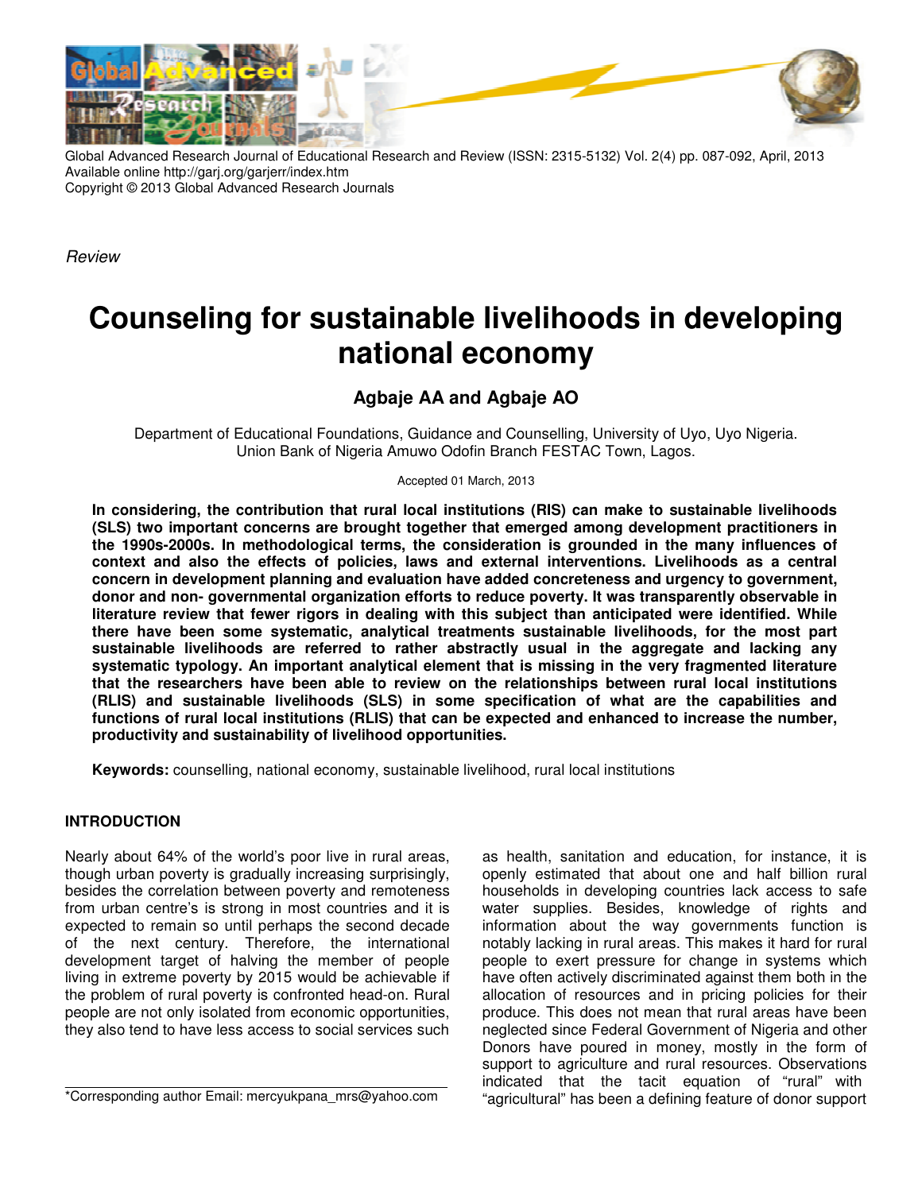Global Advanced Research Journal of Educational Research and Review (ISSN: 2315-5132) Vol. 2(4) pp. 087-092, April, 2013
Available online http://garj.org/garjerr/index.htm
Copyright © 2013 Global Advanced Research Journals

*Review*

# Counseling for sustainable livelihoods in developing national economy

## Agbaje AA and Agbaje AO

Department of Educational Foundations, Guidance and Counselling, University of Uyo, Uyo Nigeria.
Union Bank of Nigeria Amuwo Odofin Branch FESTAC Town, Lagos.

Accepted 01 March, 2013

**In considering, the contribution that rural local institutions (RIS) can make to sustainable livelihoods (SLS) two important concerns are brought together that emerged among development practitioners in the 1990s-2000s. In methodological terms, the consideration is grounded in the many influences of context and also the effects of policies, laws and external interventions. Livelihoods as a central concern in development planning and evaluation have added concreteness and urgency to government, donor and non- governmental organization efforts to reduce poverty. It was transparently observable in literature review that fewer rigors in dealing with this subject than anticipated were identified. While there have been some systematic, analytical treatments sustainable livelihoods, for the most part sustainable livelihoods are referred to rather abstractly usual in the aggregate and lacking any systematic typology. An important analytical element that is missing in the very fragmented literature that the researchers have been able to review on the relationships between rural local institutions (RLIS) and sustainable livelihoods (SLS) in some specification of what are the capabilities and functions of rural local institutions (RLIS) that can be expected and enhanced to increase the number, productivity and sustainability of livelihood opportunities.**

**Keywords:** counselling, national economy, sustainable livelihood, rural local institutions

## INTRODUCTION

Nearly about 64% of the world's poor live in rural areas, though urban poverty is gradually increasing surprisingly, besides the correlation between poverty and remoteness from urban centre's is strong in most countries and it is expected to remain so until perhaps the second decade of the next century. Therefore, the international development target of halving the member of people living in extreme poverty by 2015 would be achievable if the problem of rural poverty is confronted head-on. Rural people are not only isolated from economic opportunities, they also tend to have less access to social services such as health, sanitation and education, for instance, it is openly estimated that about one and half billion rural households in developing countries lack access to safe water supplies. Besides, knowledge of rights and information about the way governments function is notably lacking in rural areas. This makes it hard for rural people to exert pressure for change in systems which have often actively discriminated against them both in the allocation of resources and in pricing policies for their produce. This does not mean that rural areas have been neglected since Federal Government of Nigeria and other Donors have poured in money, mostly in the form of support to agriculture and rural resources. Observations indicated that the tacit equation of "rural" with "agricultural" has been a defining feature of donor support

*Corresponding author Email: mercyukpana_mrs@yahoo.com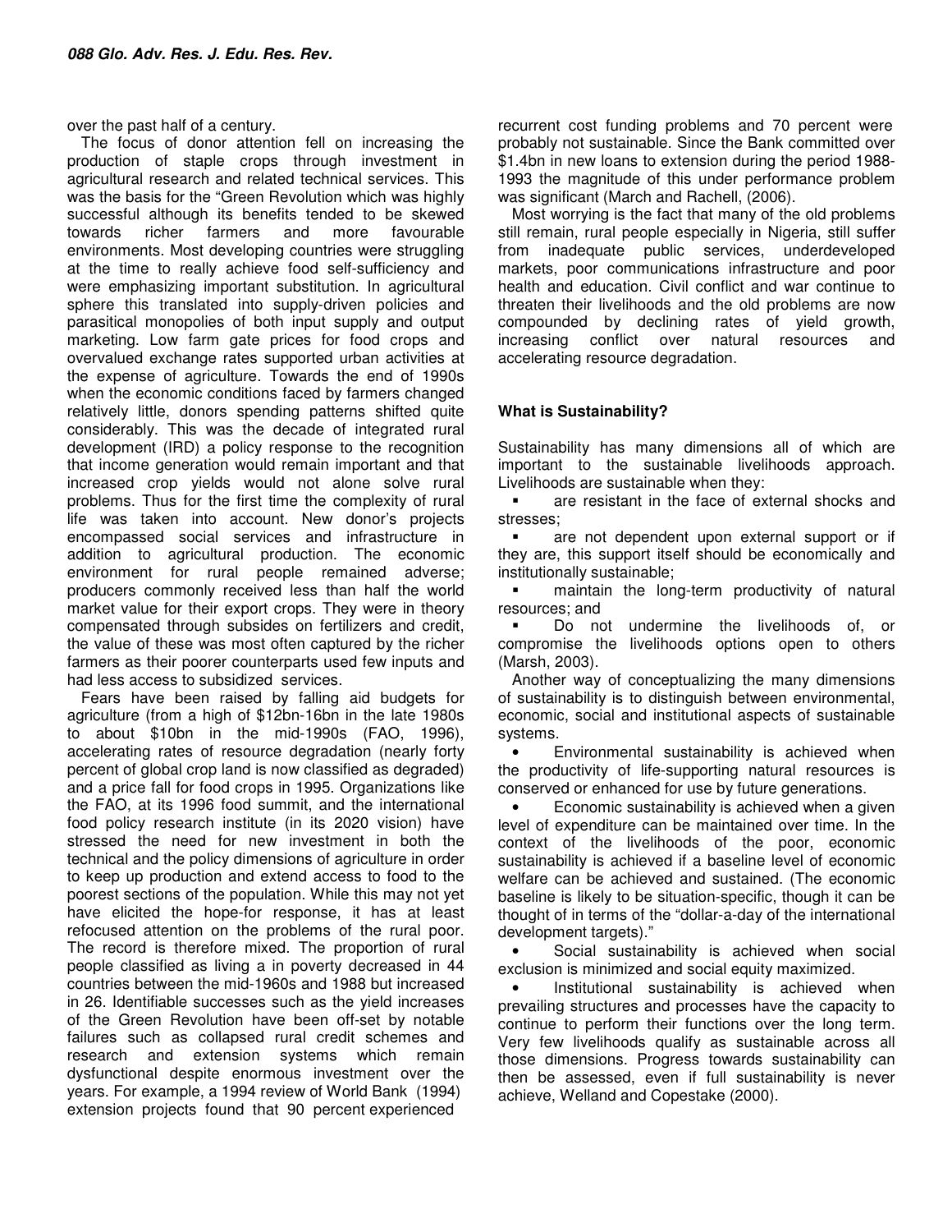over the past half of a century.

The focus of donor attention fell on increasing the production of staple crops through investment in agricultural research and related technical services. This was the basis for the "Green Revolution which was highly successful although its benefits tended to be skewed towards richer farmers and more favourable environments. Most developing countries were struggling at the time to really achieve food self-sufficiency and were emphasizing important substitution. In agricultural sphere this translated into supply-driven policies and parasitical monopolies of both input supply and output marketing. Low farm gate prices for food crops and overvalued exchange rates supported urban activities at the expense of agriculture. Towards the end of 1990s when the economic conditions faced by farmers changed relatively little, donors spending patterns shifted quite considerably. This was the decade of integrated rural development (IRD) a policy response to the recognition that income generation would remain important and that increased crop yields would not alone solve rural problems. Thus for the first time the complexity of rural life was taken into account. New donor's projects encompassed social services and infrastructure in addition to agricultural production. The economic environment for rural people remained adverse; producers commonly received less than half the world market value for their export crops. They were in theory compensated through subsides on fertilizers and credit, the value of these was most often captured by the richer farmers as their poorer counterparts used few inputs and had less access to subsidized services.

Fears have been raised by falling aid budgets for agriculture (from a high of $12bn-16bn in the late 1980s to about $10bn in the mid-1990s (FAO, 1996), accelerating rates of resource degradation (nearly forty percent of global crop land is now classified as degraded) and a price fall for food crops in 1995. Organizations like the FAO, at its 1996 food summit, and the international food policy research institute (in its 2020 vision) have stressed the need for new investment in both the technical and the policy dimensions of agriculture in order to keep up production and extend access to food to the poorest sections of the population. While this may not yet have elicited the hope-for response, it has at least refocused attention on the problems of the rural poor. The record is therefore mixed. The proportion of rural people classified as living a in poverty decreased in 44 countries between the mid-1960s and 1988 but increased in 26. Identifiable successes such as the yield increases of the Green Revolution have been off-set by notable failures such as collapsed rural credit schemes and research and extension systems which remain dysfunctional despite enormous investment over the years. For example, a 1994 review of World Bank (1994) extension projects found that 90 percent experienced recurrent cost funding problems and 70 percent were probably not sustainable. Since the Bank committed over $1.4bn in new loans to extension during the period 1988-1993 the magnitude of this under performance problem was significant (March and Rachell, (2006).

Most worrying is the fact that many of the old problems still remain, rural people especially in Nigeria, still suffer from inadequate public services, underdeveloped markets, poor communications infrastructure and poor health and education. Civil conflict and war continue to threaten their livelihoods and the old problems are now compounded by declining rates of yield growth, increasing conflict over natural resources and accelerating resource degradation.

### What is Sustainability?

Sustainability has many dimensions all of which are important to the sustainable livelihoods approach. Livelihoods are sustainable when they:

- are resistant in the face of external shocks and stresses;
- are not dependent upon external support or if they are, this support itself should be economically and institutionally sustainable;
- maintain the long-term productivity of natural resources; and
- Do not undermine the livelihoods of, or compromise the livelihoods options open to others (Marsh, 2003).

Another way of conceptualizing the many dimensions of sustainability is to distinguish between environmental, economic, social and institutional aspects of sustainable systems.

- Environmental sustainability is achieved when the productivity of life-supporting natural resources is conserved or enhanced for use by future generations.
- Economic sustainability is achieved when a given level of expenditure can be maintained over time. In the context of the livelihoods of the poor, economic sustainability is achieved if a baseline level of economic welfare can be achieved and sustained. (The economic baseline is likely to be situation-specific, though it can be thought of in terms of the "dollar-a-day of the international development targets)."
- Social sustainability is achieved when social exclusion is minimized and social equity maximized.
- Institutional sustainability is achieved when prevailing structures and processes have the capacity to continue to perform their functions over the long term. Very few livelihoods qualify as sustainable across all those dimensions. Progress towards sustainability can then be assessed, even if full sustainability is never achieve, Welland and Copestake (2000).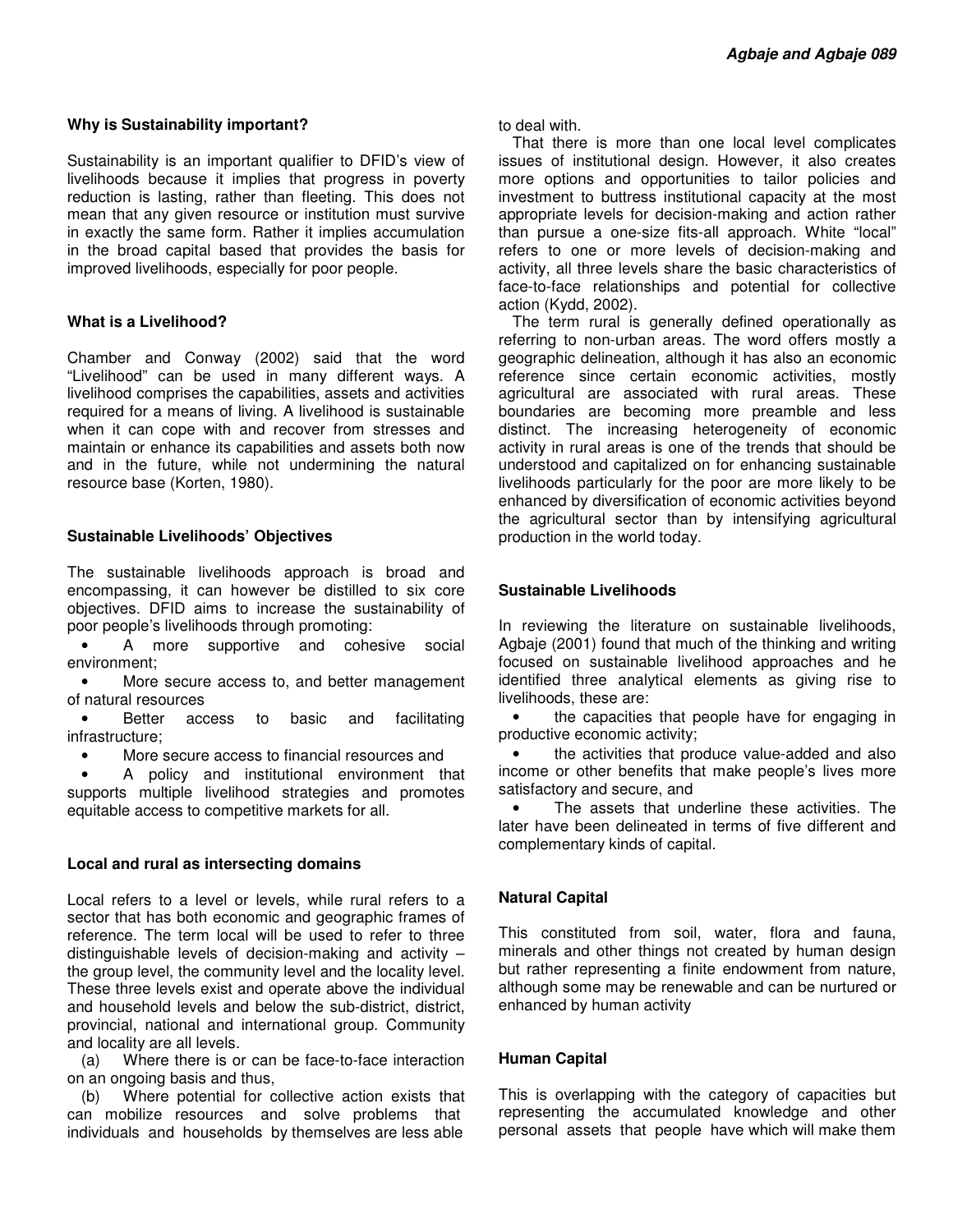## Why is Sustainability important?

Sustainability is an important qualifier to DFID's view of livelihoods because it implies that progress in poverty reduction is lasting, rather than fleeting. This does not mean that any given resource or institution must survive in exactly the same form. Rather it implies accumulation in the broad capital based that provides the basis for improved livelihoods, especially for poor people.

## What is a Livelihood?

Chamber and Conway (2002) said that the word "Livelihood" can be used in many different ways. A livelihood comprises the capabilities, assets and activities required for a means of living. A livelihood is sustainable when it can cope with and recover from stresses and maintain or enhance its capabilities and assets both now and in the future, while not undermining the natural resource base (Korten, 1980).

## Sustainable Livelihoods' Objectives

The sustainable livelihoods approach is broad and encompassing, it can however be distilled to six core objectives. DFID aims to increase the sustainability of poor people's livelihoods through promoting:

- A more supportive and cohesive social environment;
- More secure access to, and better management of natural resources
- Better access to basic and facilitating infrastructure;
- More secure access to financial resources and
- A policy and institutional environment that supports multiple livelihood strategies and promotes equitable access to competitive markets for all.

## Local and rural as intersecting domains

Local refers to a level or levels, while rural refers to a sector that has both economic and geographic frames of reference. The term local will be used to refer to three distinguishable levels of decision-making and activity – the group level, the community level and the locality level. These three levels exist and operate above the individual and household levels and below the sub-district, district, provincial, national and international group. Community and locality are all levels.

(a) Where there is or can be face-to-face interaction on an ongoing basis and thus,

(b) Where potential for collective action exists that can mobilize resources and solve problems that individuals and households by themselves are less able to deal with.

That there is more than one local level complicates issues of institutional design. However, it also creates more options and opportunities to tailor policies and investment to buttress institutional capacity at the most appropriate levels for decision-making and action rather than pursue a one-size fits-all approach. White "local" refers to one or more levels of decision-making and activity, all three levels share the basic characteristics of face-to-face relationships and potential for collective action (Kydd, 2002).

The term rural is generally defined operationally as referring to non-urban areas. The word offers mostly a geographic delineation, although it has also an economic reference since certain economic activities, mostly agricultural are associated with rural areas. These boundaries are becoming more preamble and less distinct. The increasing heterogeneity of economic activity in rural areas is one of the trends that should be understood and capitalized on for enhancing sustainable livelihoods particularly for the poor are more likely to be enhanced by diversification of economic activities beyond the agricultural sector than by intensifying agricultural production in the world today.

## Sustainable Livelihoods

In reviewing the literature on sustainable livelihoods, Agbaje (2001) found that much of the thinking and writing focused on sustainable livelihood approaches and he identified three analytical elements as giving rise to livelihoods, these are:

- the capacities that people have for engaging in productive economic activity;
- the activities that produce value-added and also income or other benefits that make people's lives more satisfactory and secure, and
- The assets that underline these activities. The later have been delineated in terms of five different and complementary kinds of capital.

## Natural Capital

This constituted from soil, water, flora and fauna, minerals and other things not created by human design but rather representing a finite endowment from nature, although some may be renewable and can be nurtured or enhanced by human activity

## Human Capital

This is overlapping with the category of capacities but representing the accumulated knowledge and other personal assets that people have which will make them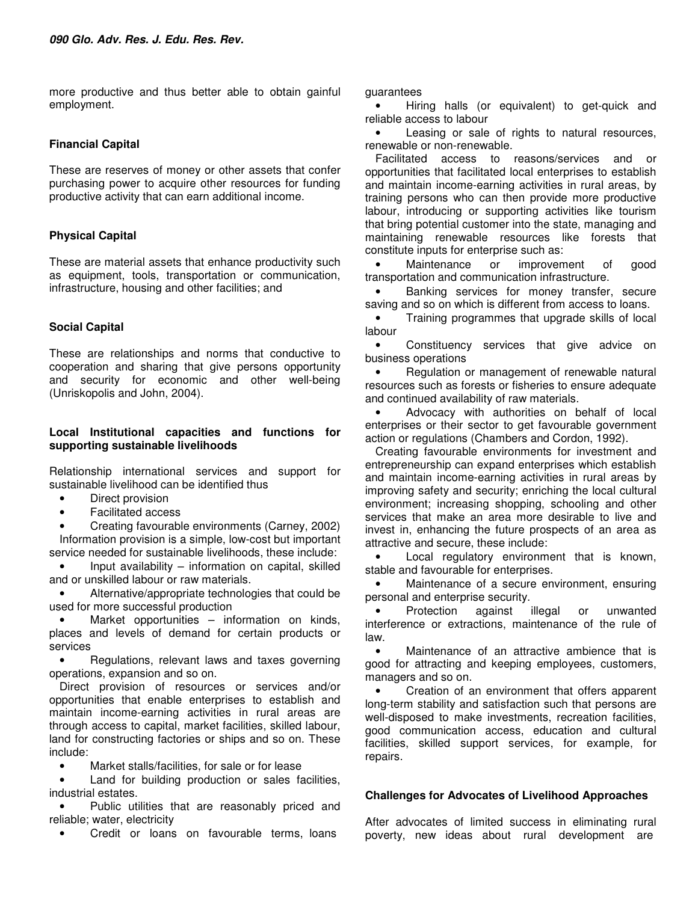more productive and thus better able to obtain gainful employment.

### Financial Capital

These are reserves of money or other assets that confer purchasing power to acquire other resources for funding productive activity that can earn additional income.

### Physical Capital

These are material assets that enhance productivity such as equipment, tools, transportation or communication, infrastructure, housing and other facilities; and

### Social Capital

These are relationships and norms that conductive to cooperation and sharing that give persons opportunity and security for economic and other well-being (Unriskopolis and John, 2004).

### Local Institutional capacities and functions for supporting sustainable livelihoods

Relationship international services and support for sustainable livelihood can be identified thus

- Direct provision
- Facilitated access
- Creating favourable environments (Carney, 2002)

Information provision is a simple, low-cost but important service needed for sustainable livelihoods, these include:

- Input availability – information on capital, skilled and or unskilled labour or raw materials.
- Alternative/appropriate technologies that could be used for more successful production
- Market opportunities – information on kinds, places and levels of demand for certain products or services
- Regulations, relevant laws and taxes governing operations, expansion and so on.

Direct provision of resources or services and/or opportunities that enable enterprises to establish and maintain income-earning activities in rural areas are through access to capital, market facilities, skilled labour, land for constructing factories or ships and so on. These include:

- Market stalls/facilities, for sale or for lease
- Land for building production or sales facilities, industrial estates.
- Public utilities that are reasonably priced and reliable; water, electricity
- Credit or loans on favourable terms, loans guarantees
- Hiring halls (or equivalent) to get-quick and reliable access to labour
- Leasing or sale of rights to natural resources, renewable or non-renewable.

Facilitated access to reasons/services and or opportunities that facilitated local enterprises to establish and maintain income-earning activities in rural areas, by training persons who can then provide more productive labour, introducing or supporting activities like tourism that bring potential customer into the state, managing and maintaining renewable resources like forests that constitute inputs for enterprise such as:

- Maintenance or improvement of good transportation and communication infrastructure.
- Banking services for money transfer, secure saving and so on which is different from access to loans.
- Training programmes that upgrade skills of local labour
- Constituency services that give advice on business operations
- Regulation or management of renewable natural resources such as forests or fisheries to ensure adequate and continued availability of raw materials.
- Advocacy with authorities on behalf of local enterprises or their sector to get favourable government action or regulations (Chambers and Cordon, 1992).

Creating favourable environments for investment and entrepreneurship can expand enterprises which establish and maintain income-earning activities in rural areas by improving safety and security; enriching the local cultural environment; increasing shopping, schooling and other services that make an area more desirable to live and invest in, enhancing the future prospects of an area as attractive and secure, these include:

- Local regulatory environment that is known, stable and favourable for enterprises.
- Maintenance of a secure environment, ensuring personal and enterprise security.
- Protection against illegal or unwanted interference or extractions, maintenance of the rule of law.
- Maintenance of an attractive ambience that is good for attracting and keeping employees, customers, managers and so on.
- Creation of an environment that offers apparent long-term stability and satisfaction such that persons are well-disposed to make investments, recreation facilities, good communication access, education and cultural facilities, skilled support services, for example, for repairs.

### Challenges for Advocates of Livelihood Approaches

After advocates of limited success in eliminating rural poverty, new ideas about rural development are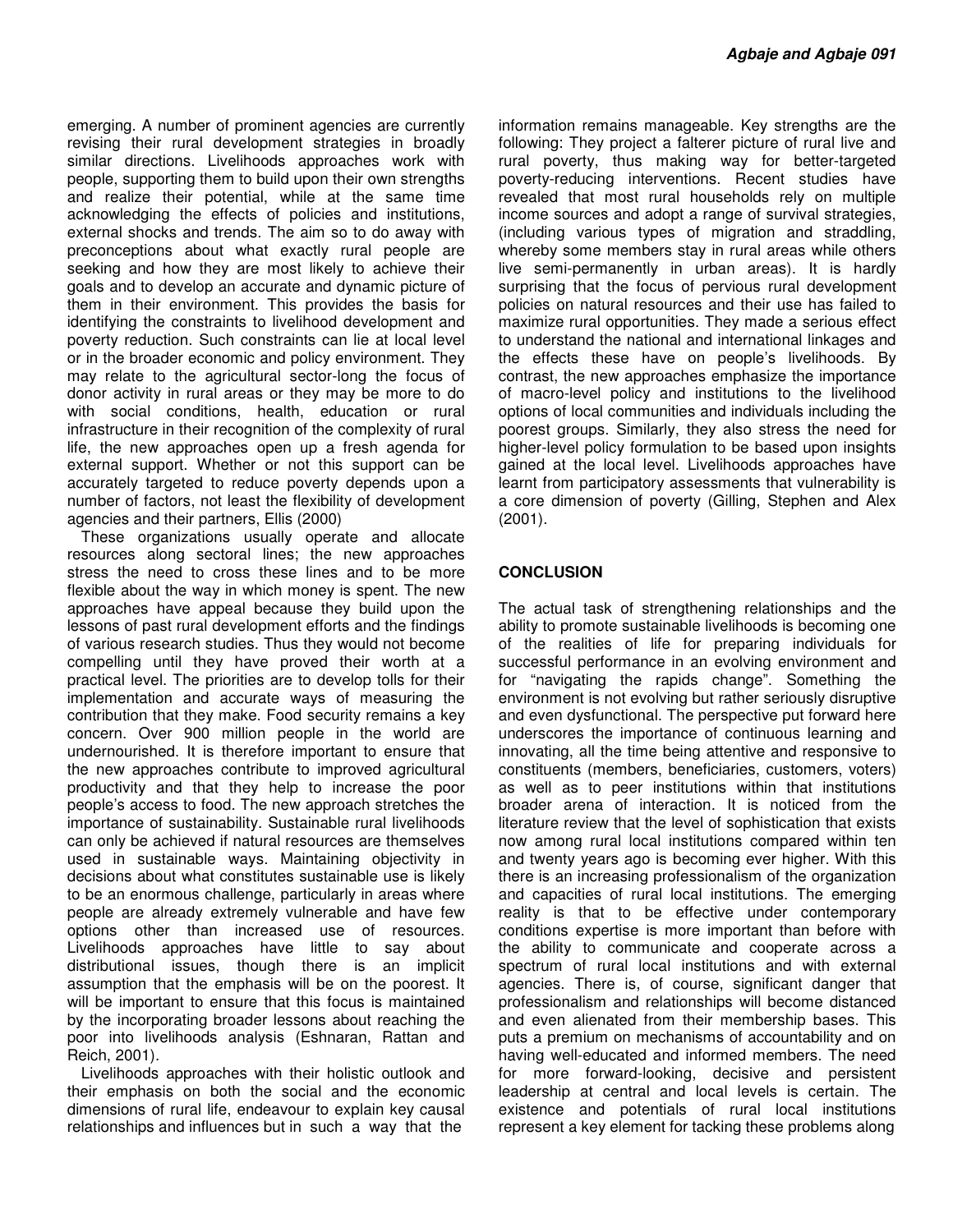emerging. A number of prominent agencies are currently revising their rural development strategies in broadly similar directions. Livelihoods approaches work with people, supporting them to build upon their own strengths and realize their potential, while at the same time acknowledging the effects of policies and institutions, external shocks and trends. The aim so to do away with preconceptions about what exactly rural people are seeking and how they are most likely to achieve their goals and to develop an accurate and dynamic picture of them in their environment. This provides the basis for identifying the constraints to livelihood development and poverty reduction. Such constraints can lie at local level or in the broader economic and policy environment. They may relate to the agricultural sector-long the focus of donor activity in rural areas or they may be more to do with social conditions, health, education or rural infrastructure in their recognition of the complexity of rural life, the new approaches open up a fresh agenda for external support. Whether or not this support can be accurately targeted to reduce poverty depends upon a number of factors, not least the flexibility of development agencies and their partners, Ellis (2000)

These organizations usually operate and allocate resources along sectoral lines; the new approaches stress the need to cross these lines and to be more flexible about the way in which money is spent. The new approaches have appeal because they build upon the lessons of past rural development efforts and the findings of various research studies. Thus they would not become compelling until they have proved their worth at a practical level. The priorities are to develop tolls for their implementation and accurate ways of measuring the contribution that they make. Food security remains a key concern. Over 900 million people in the world are undernourished. It is therefore important to ensure that the new approaches contribute to improved agricultural productivity and that they help to increase the poor people's access to food. The new approach stretches the importance of sustainability. Sustainable rural livelihoods can only be achieved if natural resources are themselves used in sustainable ways. Maintaining objectivity in decisions about what constitutes sustainable use is likely to be an enormous challenge, particularly in areas where people are already extremely vulnerable and have few options other than increased use of resources. Livelihoods approaches have little to say about distributional issues, though there is an implicit assumption that the emphasis will be on the poorest. It will be important to ensure that this focus is maintained by the incorporating broader lessons about reaching the poor into livelihoods analysis (Eshnaran, Rattan and Reich, 2001).

Livelihoods approaches with their holistic outlook and their emphasis on both the social and the economic dimensions of rural life, endeavour to explain key causal relationships and influences but in such a way that the information remains manageable. Key strengths are the following: They project a falterer picture of rural live and rural poverty, thus making way for better-targeted poverty-reducing interventions. Recent studies have revealed that most rural households rely on multiple income sources and adopt a range of survival strategies, (including various types of migration and straddling, whereby some members stay in rural areas while others live semi-permanently in urban areas). It is hardly surprising that the focus of pervious rural development policies on natural resources and their use has failed to maximize rural opportunities. They made a serious effect to understand the national and international linkages and the effects these have on people's livelihoods. By contrast, the new approaches emphasize the importance of macro-level policy and institutions to the livelihood options of local communities and individuals including the poorest groups. Similarly, they also stress the need for higher-level policy formulation to be based upon insights gained at the local level. Livelihoods approaches have learnt from participatory assessments that vulnerability is a core dimension of poverty (Gilling, Stephen and Alex (2001).

## CONCLUSION

The actual task of strengthening relationships and the ability to promote sustainable livelihoods is becoming one of the realities of life for preparing individuals for successful performance in an evolving environment and for "navigating the rapids change". Something the environment is not evolving but rather seriously disruptive and even dysfunctional. The perspective put forward here underscores the importance of continuous learning and innovating, all the time being attentive and responsive to constituents (members, beneficiaries, customers, voters) as well as to peer institutions within that institutions broader arena of interaction. It is noticed from the literature review that the level of sophistication that exists now among rural local institutions compared within ten and twenty years ago is becoming ever higher. With this there is an increasing professionalism of the organization and capacities of rural local institutions. The emerging reality is that to be effective under contemporary conditions expertise is more important than before with the ability to communicate and cooperate across a spectrum of rural local institutions and with external agencies. There is, of course, significant danger that professionalism and relationships will become distanced and even alienated from their membership bases. This puts a premium on mechanisms of accountability and on having well-educated and informed members. The need for more forward-looking, decisive and persistent leadership at central and local levels is certain. The existence and potentials of rural local institutions represent a key element for tacking these problems along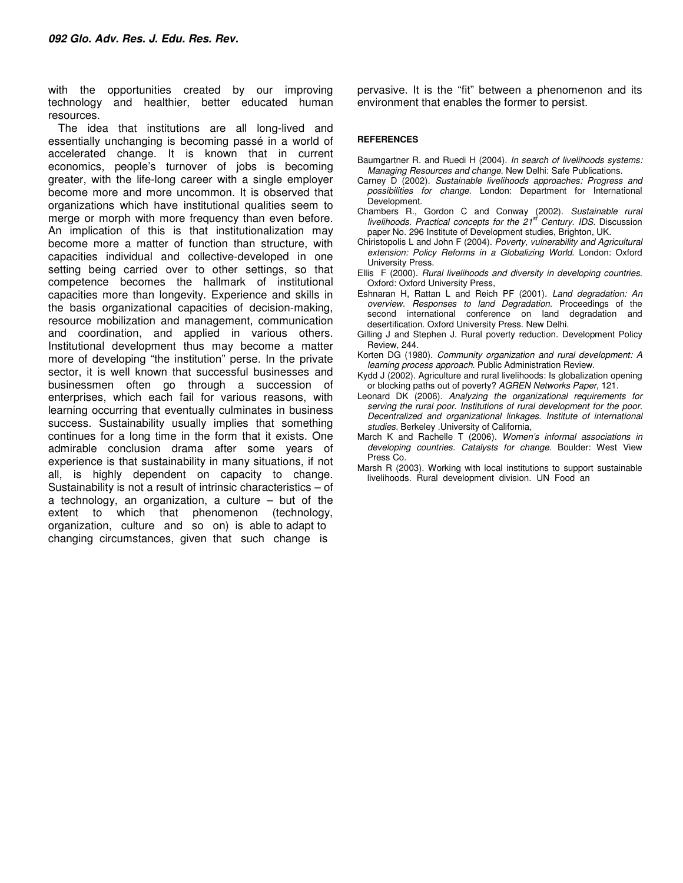with the opportunities created by our improving technology and healthier, better educated human resources.

The idea that institutions are all long-lived and essentially unchanging is becoming passé in a world of accelerated change. It is known that in current economics, people's turnover of jobs is becoming greater, with the life-long career with a single employer become more and more uncommon. It is observed that organizations which have institutional qualities seem to merge or morph with more frequency than even before. An implication of this is that institutionalization may become more a matter of function than structure, with capacities individual and collective-developed in one setting being carried over to other settings, so that competence becomes the hallmark of institutional capacities more than longevity. Experience and skills in the basis organizational capacities of decision-making, resource mobilization and management, communication and coordination, and applied in various others. Institutional development thus may become a matter more of developing "the institution" perse. In the private sector, it is well known that successful businesses and businessmen often go through a succession of enterprises, which each fail for various reasons, with learning occurring that eventually culminates in business success. Sustainability usually implies that something continues for a long time in the form that it exists. One admirable conclusion drama after some years of experience is that sustainability in many situations, if not all, is highly dependent on capacity to change. Sustainability is not a result of intrinsic characteristics – of a technology, an organization, a culture – but of the extent to which that phenomenon (technology, organization, culture and so on) is able to adapt to changing circumstances, given that such change is pervasive. It is the "fit" between a phenomenon and its environment that enables the former to persist.

## REFERENCES

Baumgartner R. and Ruedi H (2004). *In search of livelihoods systems: Managing Resources and change.* New Delhi: Safe Publications.

Carney D (2002). *Sustainable livelihoods approaches: Progress and possibilities for change.* London: Department for International Development.

Chambers R., Gordon C and Conway (2002). *Sustainable rural livelihoods. Practical concepts for the 21st Century. IDS.* Discussion paper No. 296 Institute of Development studies, Brighton, UK.

Chiristopolis L and John F (2004). *Poverty, vulnerability and Agricultural extension: Policy Reforms in a Globalizing World.* London: Oxford University Press.

Ellis F (2000). *Rural livelihoods and diversity in developing countries.* Oxford: Oxford University Press,

Eshnaran H, Rattan L and Reich PF (2001). *Land degradation: An overview. Responses to land Degradation.* Proceedings of the second international conference on land degradation and desertification. Oxford University Press. New Delhi.

Gilling J and Stephen J. Rural poverty reduction. Development Policy Review, 244.

Korten DG (1980). *Community organization and rural development: A learning process approach.* Public Administration Review.

Kydd J (2002). Agriculture and rural livelihoods: Is globalization opening or blocking paths out of poverty? *AGREN Networks Paper*, 121.

Leonard DK (2006). *Analyzing the organizational requirements for serving the rural poor. Institutions of rural development for the poor. Decentralized and organizational linkages. Institute of international studies.* Berkeley .University of California,

March K and Rachelle T (2006). *Women's informal associations in developing countries. Catalysts for change.* Boulder: West View Press Co.

Marsh R (2003). Working with local institutions to support sustainable livelihoods. Rural development division. UN Food an